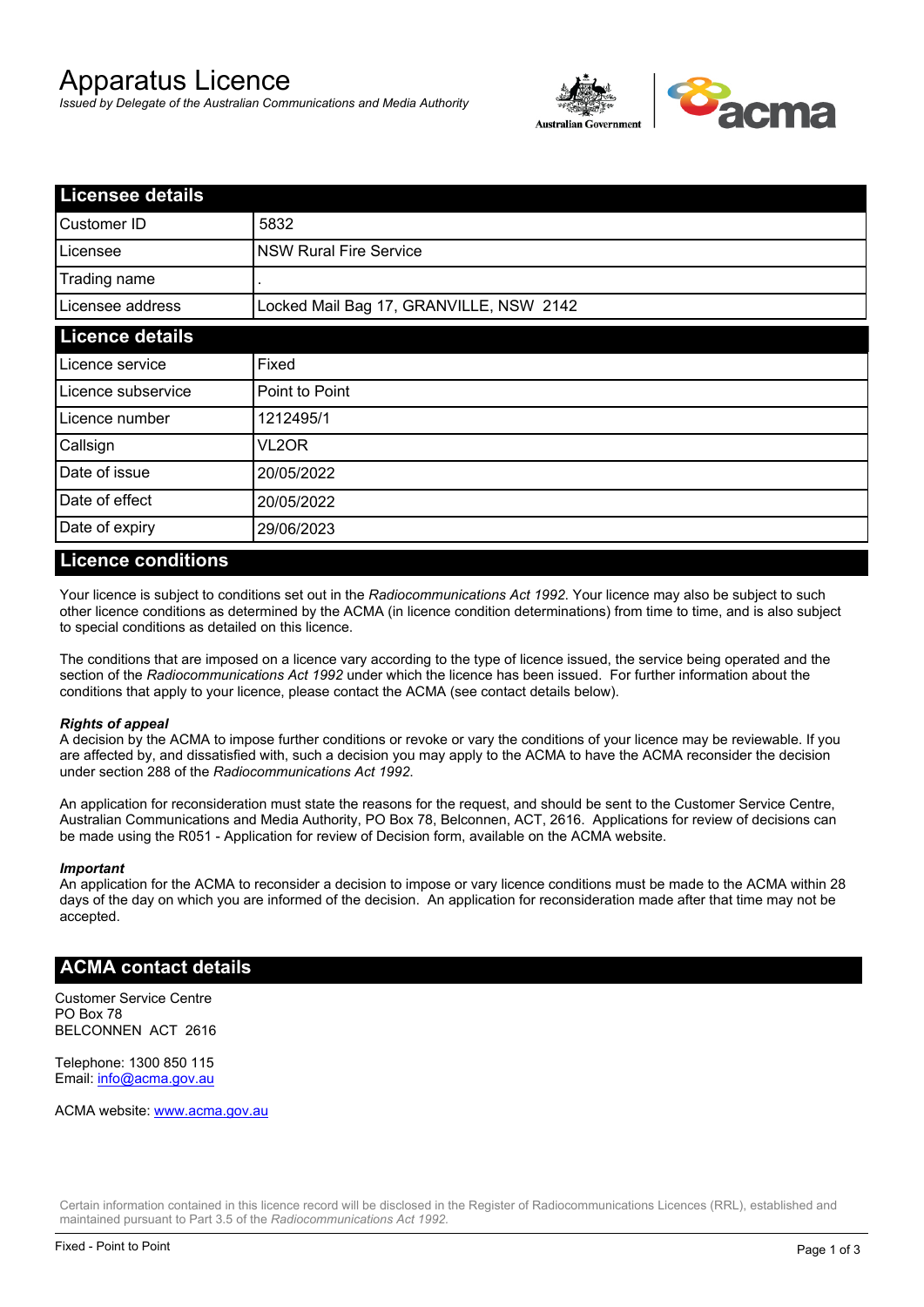# Apparatus Licence

*Issued by Delegate of the Australian Communications and Media Authority*

## Licensee details

| | |
|---|---|
| Customer ID | 5832 |
| Licensee | NSW Rural Fire Service |
| Trading name | . |
| Licensee address | Locked Mail Bag 17, GRANVILLE, NSW 2142 |

## Licence details

| | |
|---|---|
| Licence service | Fixed |
| Licence subservice | Point to Point |
| Licence number | 1212495/1 |
| Callsign | VL2OR |
| Date of issue | 20/05/2022 |
| Date of effect | 20/05/2022 |
| Date of expiry | 29/06/2023 |

## Licence conditions

Your licence is subject to conditions set out in the *Radiocommunications Act 1992*. Your licence may also be subject to such other licence conditions as determined by the ACMA (in licence condition determinations) from time to time, and is also subject to special conditions as detailed on this licence.

The conditions that are imposed on a licence vary according to the type of licence issued, the service being operated and the section of the *Radiocommunications Act 1992* under which the licence has been issued. For further information about the conditions that apply to your licence, please contact the ACMA (see contact details below).

***Rights of appeal***

A decision by the ACMA to impose further conditions or revoke or vary the conditions of your licence may be reviewable. If you are affected by, and dissatisfied with, such a decision you may apply to the ACMA to have the ACMA reconsider the decision under section 288 of the *Radiocommunications Act 1992*.

An application for reconsideration must state the reasons for the request, and should be sent to the Customer Service Centre, Australian Communications and Media Authority, PO Box 78, Belconnen, ACT, 2616. Applications for review of decisions can be made using the R051 - Application for review of Decision form, available on the ACMA website.

***Important***

An application for the ACMA to reconsider a decision to impose or vary licence conditions must be made to the ACMA within 28 days of the day on which you are informed of the decision. An application for reconsideration made after that time may not be accepted.

## ACMA contact details

Customer Service Centre
PO Box 78
BELCONNEN ACT 2616

Telephone: 1300 850 115
Email: info@acma.gov.au

ACMA website: www.acma.gov.au

Certain information contained in this licence record will be disclosed in the Register of Radiocommunications Licences (RRL), established and maintained pursuant to Part 3.5 of the *Radiocommunications Act 1992.*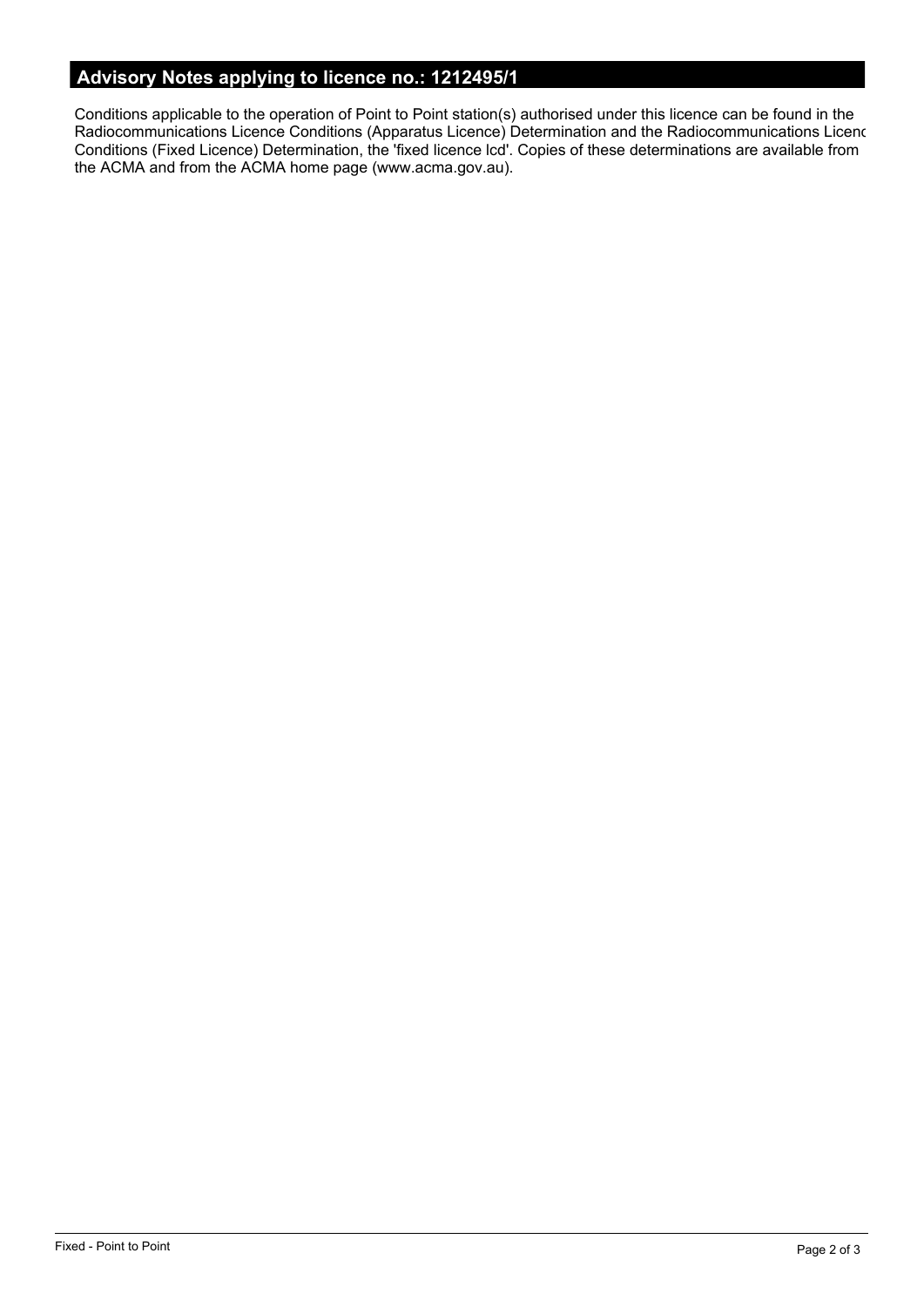## Advisory Notes applying to licence no.: 1212495/1

Conditions applicable to the operation of Point to Point station(s) authorised under this licence can be found in the Radiocommunications Licence Conditions (Apparatus Licence) Determination and the Radiocommunications Licenc Conditions (Fixed Licence) Determination, the 'fixed licence lcd'. Copies of these determinations are available from the ACMA and from the ACMA home page (www.acma.gov.au).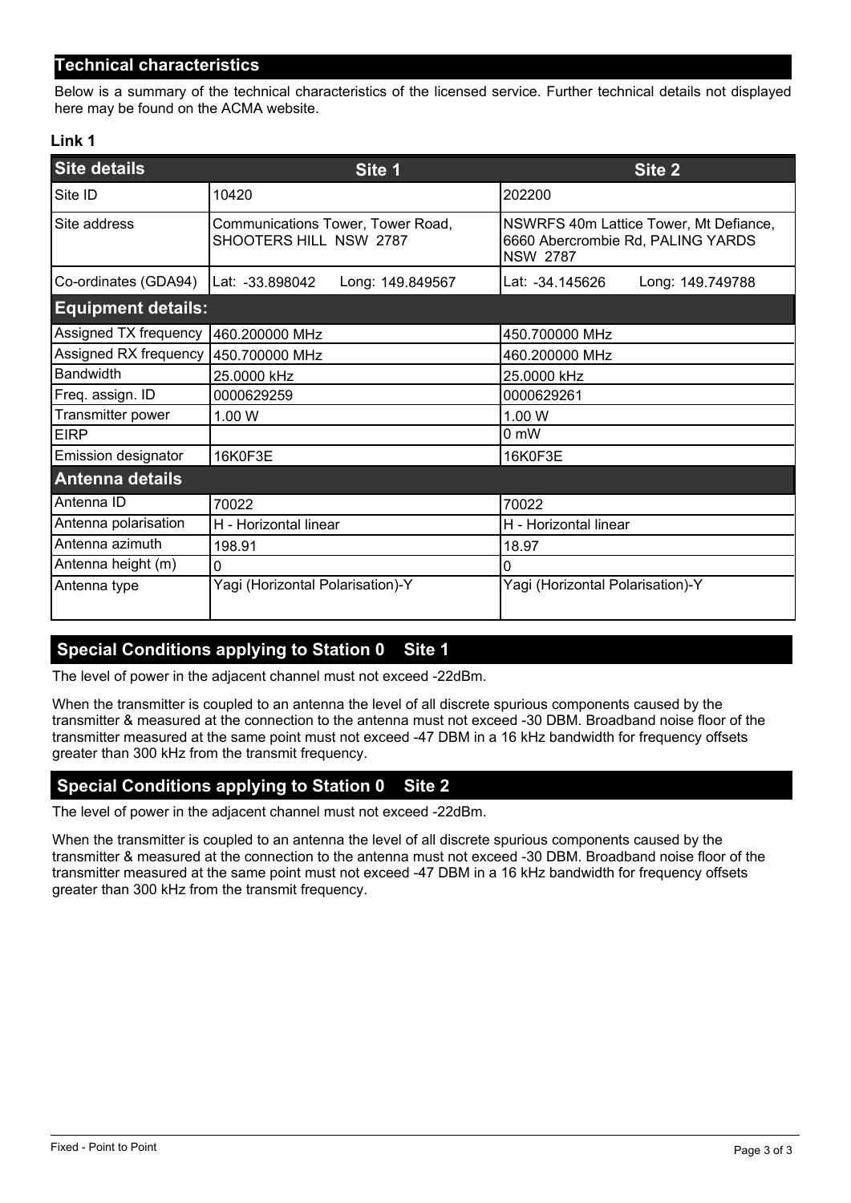## Technical characteristics

Below is a summary of the technical characteristics of the licensed service. Further technical details not displayed here may be found on the ACMA website.

**Link 1**

| Site details | Site 1 | Site 2 |
|---|---|---|
| Site ID | 10420 | 202200 |
| Site address | Communications Tower, Tower Road, SHOOTERS HILL NSW 2787 | NSWRFS 40m Lattice Tower, Mt Defiance, 6660 Abercrombie Rd, PALING YARDS NSW 2787 |
| Co-ordinates (GDA94) | Lat: -33.898042 Long: 149.849567 | Lat: -34.145626 Long: 149.749788 |
| **Equipment details:** | | |
| Assigned TX frequency | 460.200000 MHz | 450.700000 MHz |
| Assigned RX frequency | 450.700000 MHz | 460.200000 MHz |
| Bandwidth | 25.0000 kHz | 25.0000 kHz |
| Freq. assign. ID | 0000629259 | 0000629261 |
| Transmitter power | 1.00 W | 1.00 W |
| EIRP | | 0 mW |
| Emission designator | 16K0F3E | 16K0F3E |
| **Antenna details** | | |
| Antenna ID | 70022 | 70022 |
| Antenna polarisation | H - Horizontal linear | H - Horizontal linear |
| Antenna azimuth | 198.91 | 18.97 |
| Antenna height (m) | 0 | 0 |
| Antenna type | Yagi (Horizontal Polarisation)-Y | Yagi (Horizontal Polarisation)-Y |

## Special Conditions applying to Station 0 Site 1

The level of power in the adjacent channel must not exceed -22dBm.

When the transmitter is coupled to an antenna the level of all discrete spurious components caused by the transmitter & measured at the connection to the antenna must not exceed -30 DBM. Broadband noise floor of the transmitter measured at the same point must not exceed -47 DBM in a 16 kHz bandwidth for frequency offsets greater than 300 kHz from the transmit frequency.

## Special Conditions applying to Station 0 Site 2

The level of power in the adjacent channel must not exceed -22dBm.

When the transmitter is coupled to an antenna the level of all discrete spurious components caused by the transmitter & measured at the connection to the antenna must not exceed -30 DBM. Broadband noise floor of the transmitter measured at the same point must not exceed -47 DBM in a 16 kHz bandwidth for frequency offsets greater than 300 kHz from the transmit frequency.

Fixed - Point to Point